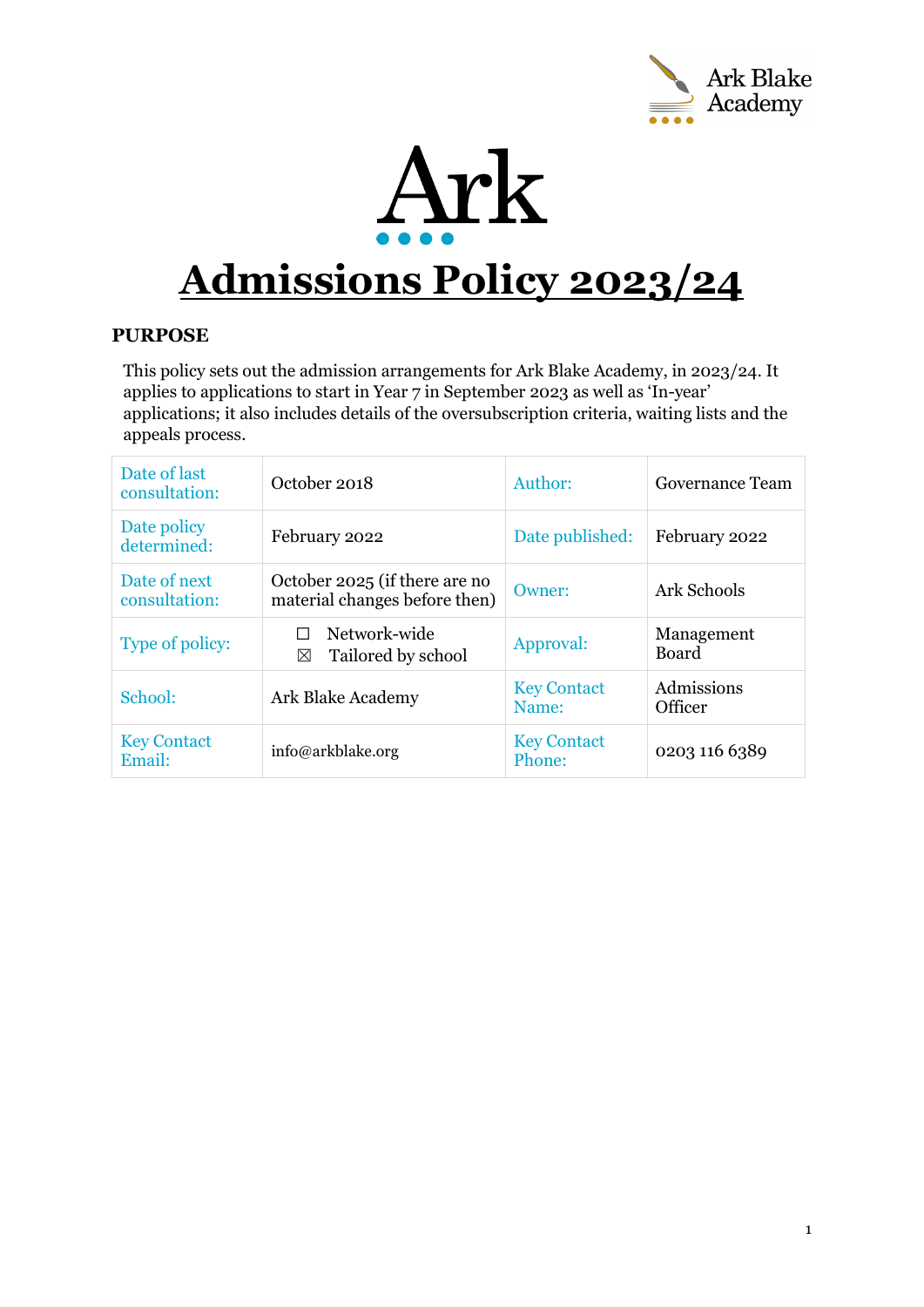# Admissions Policy 2023/24

## PURPOSE

This policy sets out the admission arrangements for Ark Blake Academy, in 2023/24. It applies to applications to start in Year 7 in September 2023 as well as 'In-year' applications; it also includes details of the oversubscription criteria, waiting lists and the appeals process.

| | | | |
|---|---|---|---|
| Date of last consultation: | October 2018 | Author: | Governance Team |
| Date policy determined: | February 2022 | Date published: | February 2022 |
| Date of next consultation: | October 2025 (if there are no material changes before then) | Owner: | Ark Schools |
| Type of policy: | ☐ Network-wide<br>☒ Tailored by school | Approval: | Management Board |
| School: | Ark Blake Academy | Key Contact Name: | Admissions Officer |
| Key Contact Email: | info@arkblake.org | Key Contact Phone: | 0203 116 6389 |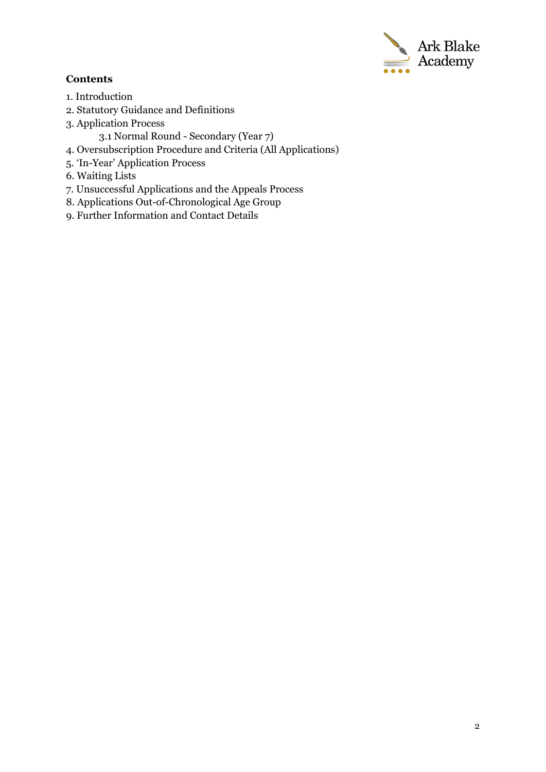**Contents**

1. Introduction
2. Statutory Guidance and Definitions
3. Application Process
    3.1 Normal Round - Secondary (Year 7)
4. Oversubscription Procedure and Criteria (All Applications)
5. 'In-Year' Application Process
6. Waiting Lists
7. Unsuccessful Applications and the Appeals Process
8. Applications Out-of-Chronological Age Group
9. Further Information and Contact Details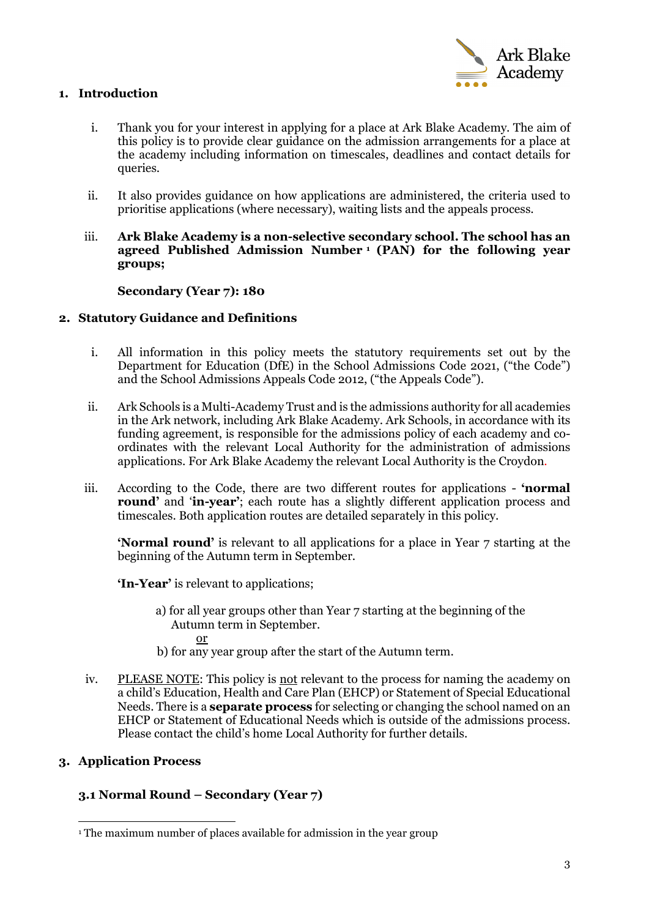## 1. Introduction

i. Thank you for your interest in applying for a place at Ark Blake Academy. The aim of this policy is to provide clear guidance on the admission arrangements for a place at the academy including information on timescales, deadlines and contact details for queries.

ii. It also provides guidance on how applications are administered, the criteria used to prioritise applications (where necessary), waiting lists and the appeals process.

iii. **Ark Blake Academy is a non-selective secondary school. The school has an agreed Published Admission Number [1] (PAN) for the following year groups;**

**Secondary (Year 7): 180**

## 2. Statutory Guidance and Definitions

i. All information in this policy meets the statutory requirements set out by the Department for Education (DfE) in the School Admissions Code 2021, ("the Code") and the School Admissions Appeals Code 2012, ("the Appeals Code").

ii. Ark Schools is a Multi-Academy Trust and is the admissions authority for all academies in the Ark network, including Ark Blake Academy. Ark Schools, in accordance with its funding agreement, is responsible for the admissions policy of each academy and co-ordinates with the relevant Local Authority for the administration of admissions applications. For Ark Blake Academy the relevant Local Authority is the Croydon.

iii. According to the Code, there are two different routes for applications - **'normal round'** and '**in-year'**; each route has a slightly different application process and timescales. Both application routes are detailed separately in this policy.

**'Normal round'** is relevant to all applications for a place in Year 7 starting at the beginning of the Autumn term in September.

**'In-Year'** is relevant to applications;

a) for all year groups other than Year 7 starting at the beginning of the Autumn term in September.

<u>or</u>

b) for any year group after the start of the Autumn term.

iv. <u>PLEASE NOTE</u>: This policy is <u>not</u> relevant to the process for naming the academy on a child's Education, Health and Care Plan (EHCP) or Statement of Special Educational Needs. There is a **separate process** for selecting or changing the school named on an EHCP or Statement of Educational Needs which is outside of the admissions process. Please contact the child's home Local Authority for further details.

## 3. Application Process

### 3.1 Normal Round – Secondary (Year 7)

---

[1] The maximum number of places available for admission in the year group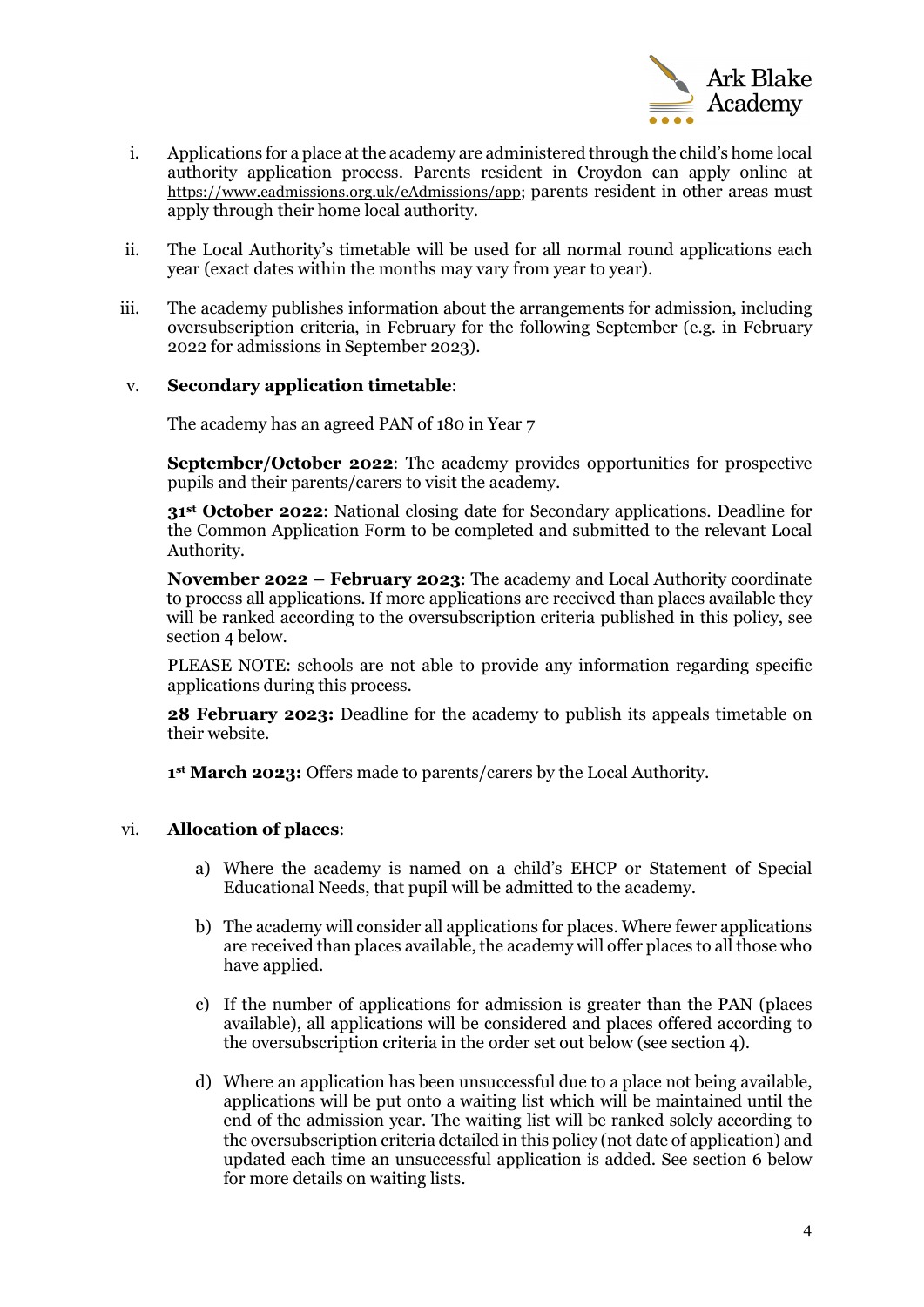i. Applications for a place at the academy are administered through the child's home local authority application process. Parents resident in Croydon can apply online at https://www.eadmissions.org.uk/eAdmissions/app; parents resident in other areas must apply through their home local authority.

ii. The Local Authority's timetable will be used for all normal round applications each year (exact dates within the months may vary from year to year).

iii. The academy publishes information about the arrangements for admission, including oversubscription criteria, in February for the following September (e.g. in February 2022 for admissions in September 2023).

v. **Secondary application timetable**:

The academy has an agreed PAN of 180 in Year 7

**September/October 2022**: The academy provides opportunities for prospective pupils and their parents/carers to visit the academy.

**31st October 2022**: National closing date for Secondary applications. Deadline for the Common Application Form to be completed and submitted to the relevant Local Authority.

**November 2022 – February 2023**: The academy and Local Authority coordinate to process all applications. If more applications are received than places available they will be ranked according to the oversubscription criteria published in this policy, see section 4 below.

<u>PLEASE NOTE</u>: schools are <u>not</u> able to provide any information regarding specific applications during this process.

**28 February 2023:** Deadline for the academy to publish its appeals timetable on their website.

**1st March 2023:** Offers made to parents/carers by the Local Authority.

vi. **Allocation of places**:

a) Where the academy is named on a child's EHCP or Statement of Special Educational Needs, that pupil will be admitted to the academy.

b) The academy will consider all applications for places. Where fewer applications are received than places available, the academy will offer places to all those who have applied.

c) If the number of applications for admission is greater than the PAN (places available), all applications will be considered and places offered according to the oversubscription criteria in the order set out below (see section 4).

d) Where an application has been unsuccessful due to a place not being available, applications will be put onto a waiting list which will be maintained until the end of the admission year. The waiting list will be ranked solely according to the oversubscription criteria detailed in this policy (<u>not</u> date of application) and updated each time an unsuccessful application is added. See section 6 below for more details on waiting lists.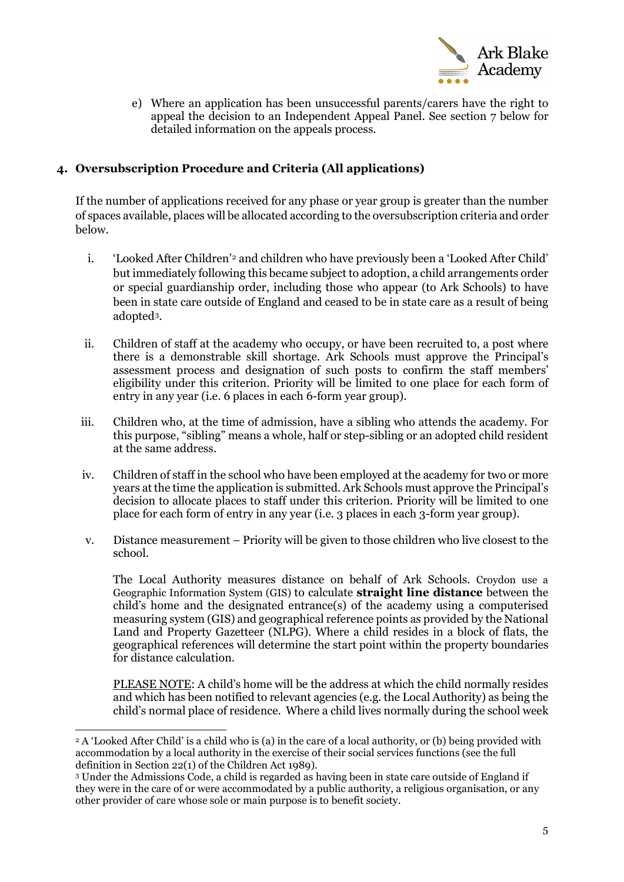e) Where an application has been unsuccessful parents/carers have the right to appeal the decision to an Independent Appeal Panel. See section 7 below for detailed information on the appeals process.

## 4. Oversubscription Procedure and Criteria (All applications)

If the number of applications received for any phase or year group is greater than the number of spaces available, places will be allocated according to the oversubscription criteria and order below.

i. 'Looked After Children'[2] and children who have previously been a 'Looked After Child' but immediately following this became subject to adoption, a child arrangements order or special guardianship order, including those who appear (to Ark Schools) to have been in state care outside of England and ceased to be in state care as a result of being adopted[3].

ii. Children of staff at the academy who occupy, or have been recruited to, a post where there is a demonstrable skill shortage. Ark Schools must approve the Principal's assessment process and designation of such posts to confirm the staff members' eligibility under this criterion. Priority will be limited to one place for each form of entry in any year (i.e. 6 places in each 6-form year group).

iii. Children who, at the time of admission, have a sibling who attends the academy. For this purpose, "sibling" means a whole, half or step-sibling or an adopted child resident at the same address.

iv. Children of staff in the school who have been employed at the academy for two or more years at the time the application is submitted. Ark Schools must approve the Principal's decision to allocate places to staff under this criterion. Priority will be limited to one place for each form of entry in any year (i.e. 3 places in each 3-form year group).

v. Distance measurement – Priority will be given to those children who live closest to the school.

   The Local Authority measures distance on behalf of Ark Schools. Croydon use a Geographic Information System (GIS) to calculate **straight line distance** between the child's home and the designated entrance(s) of the academy using a computerised measuring system (GIS) and geographical reference points as provided by the National Land and Property Gazetteer (NLPG). Where a child resides in a block of flats, the geographical references will determine the start point within the property boundaries for distance calculation.

   PLEASE NOTE: A child's home will be the address at which the child normally resides and which has been notified to relevant agencies (e.g. the Local Authority) as being the child's normal place of residence. Where a child lives normally during the school week

---

[2] A 'Looked After Child' is a child who is (a) in the care of a local authority, or (b) being provided with accommodation by a local authority in the exercise of their social services functions (see the full definition in Section 22(1) of the Children Act 1989).

[3] Under the Admissions Code, a child is regarded as having been in state care outside of England if they were in the care of or were accommodated by a public authority, a religious organisation, or any other provider of care whose sole or main purpose is to benefit society.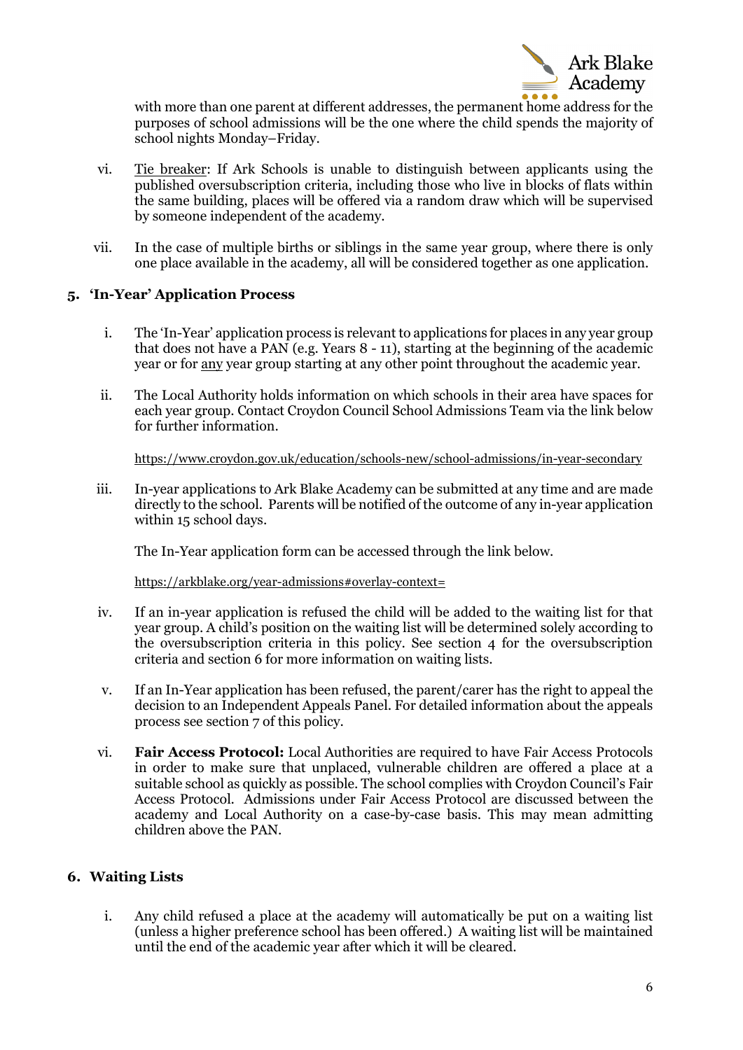with more than one parent at different addresses, the permanent home address for the purposes of school admissions will be the one where the child spends the majority of school nights Monday–Friday.

vi. Tie breaker: If Ark Schools is unable to distinguish between applicants using the published oversubscription criteria, including those who live in blocks of flats within the same building, places will be offered via a random draw which will be supervised by someone independent of the academy.

vii. In the case of multiple births or siblings in the same year group, where there is only one place available in the academy, all will be considered together as one application.

## 5. 'In-Year' Application Process

i. The 'In-Year' application process is relevant to applications for places in any year group that does not have a PAN (e.g. Years 8 - 11), starting at the beginning of the academic year or for any year group starting at any other point throughout the academic year.

ii. The Local Authority holds information on which schools in their area have spaces for each year group. Contact Croydon Council School Admissions Team via the link below for further information.

https://www.croydon.gov.uk/education/schools-new/school-admissions/in-year-secondary

iii. In-year applications to Ark Blake Academy can be submitted at any time and are made directly to the school. Parents will be notified of the outcome of any in-year application within 15 school days.

The In-Year application form can be accessed through the link below.

https://arkblake.org/year-admissions#overlay-context=

iv. If an in-year application is refused the child will be added to the waiting list for that year group. A child's position on the waiting list will be determined solely according to the oversubscription criteria in this policy. See section 4 for the oversubscription criteria and section 6 for more information on waiting lists.

v. If an In-Year application has been refused, the parent/carer has the right to appeal the decision to an Independent Appeals Panel. For detailed information about the appeals process see section 7 of this policy.

vi. **Fair Access Protocol:** Local Authorities are required to have Fair Access Protocols in order to make sure that unplaced, vulnerable children are offered a place at a suitable school as quickly as possible. The school complies with Croydon Council's Fair Access Protocol. Admissions under Fair Access Protocol are discussed between the academy and Local Authority on a case-by-case basis. This may mean admitting children above the PAN.

## 6. Waiting Lists

i. Any child refused a place at the academy will automatically be put on a waiting list (unless a higher preference school has been offered.) A waiting list will be maintained until the end of the academic year after which it will be cleared.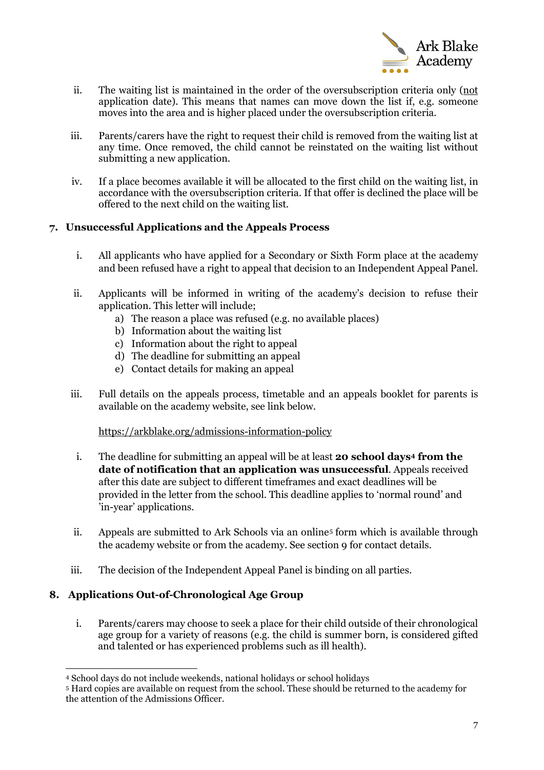ii. The waiting list is maintained in the order of the oversubscription criteria only (not application date). This means that names can move down the list if, e.g. someone moves into the area and is higher placed under the oversubscription criteria.

iii. Parents/carers have the right to request their child is removed from the waiting list at any time. Once removed, the child cannot be reinstated on the waiting list without submitting a new application.

iv. If a place becomes available it will be allocated to the first child on the waiting list, in accordance with the oversubscription criteria. If that offer is declined the place will be offered to the next child on the waiting list.

## 7. Unsuccessful Applications and the Appeals Process

i. All applicants who have applied for a Secondary or Sixth Form place at the academy and been refused have a right to appeal that decision to an Independent Appeal Panel.

ii. Applicants will be informed in writing of the academy's decision to refuse their application. This letter will include;
   a) The reason a place was refused (e.g. no available places)
   b) Information about the waiting list
   c) Information about the right to appeal
   d) The deadline for submitting an appeal
   e) Contact details for making an appeal

iii. Full details on the appeals process, timetable and an appeals booklet for parents is available on the academy website, see link below.

   https://arkblake.org/admissions-information-policy

i. The deadline for submitting an appeal will be at least **20 school days[4] from the date of notification that an application was unsuccessful**. Appeals received after this date are subject to different timeframes and exact deadlines will be provided in the letter from the school. This deadline applies to 'normal round' and 'in-year' applications.

ii. Appeals are submitted to Ark Schools via an online[5] form which is available through the academy website or from the academy. See section 9 for contact details.

iii. The decision of the Independent Appeal Panel is binding on all parties.

## 8. Applications Out-of-Chronological Age Group

i. Parents/carers may choose to seek a place for their child outside of their chronological age group for a variety of reasons (e.g. the child is summer born, is considered gifted and talented or has experienced problems such as ill health).

---

[4] School days do not include weekends, national holidays or school holidays

[5] Hard copies are available on request from the school. These should be returned to the academy for the attention of the Admissions Officer.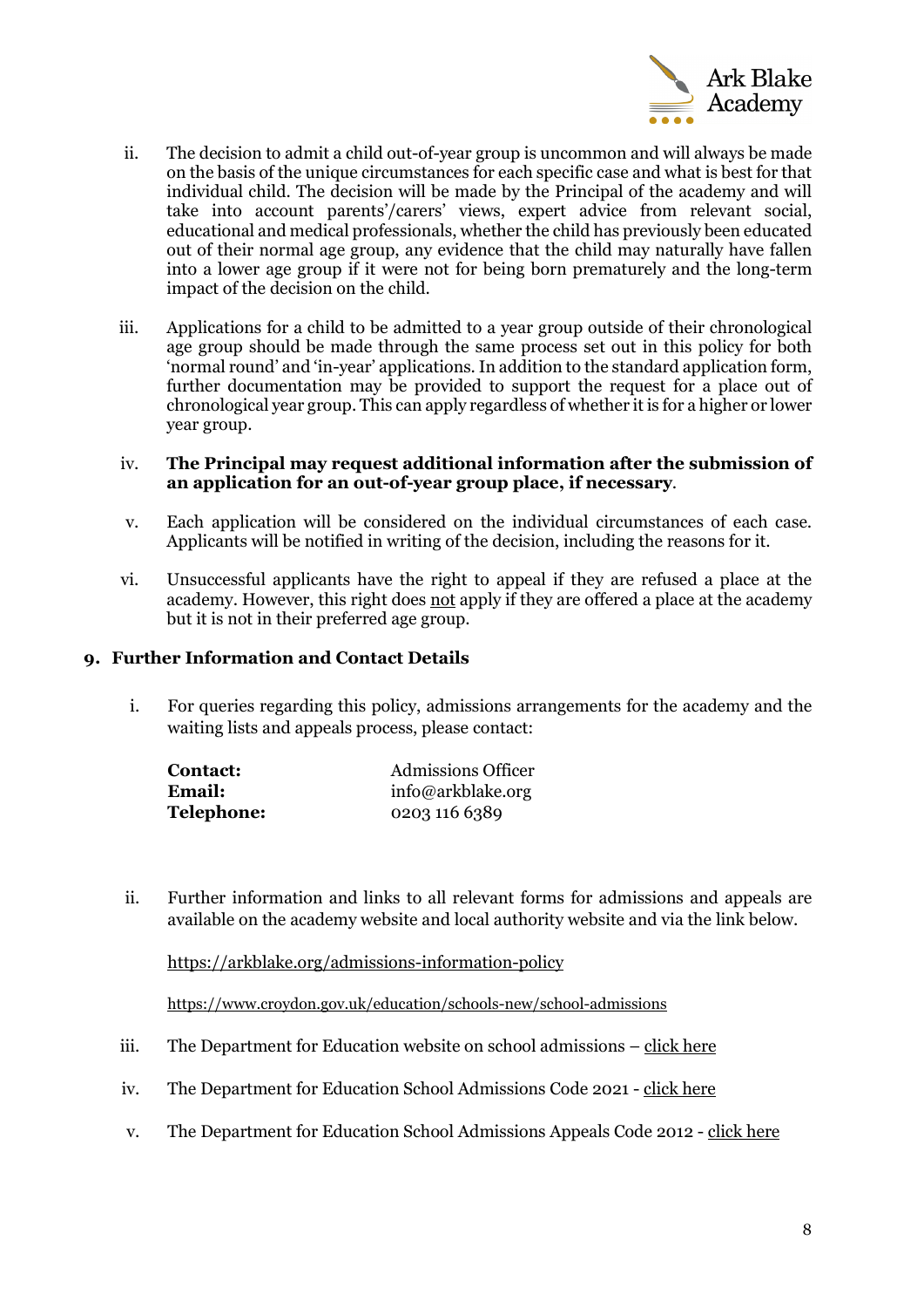ii. The decision to admit a child out-of-year group is uncommon and will always be made on the basis of the unique circumstances for each specific case and what is best for that individual child. The decision will be made by the Principal of the academy and will take into account parents'/carers' views, expert advice from relevant social, educational and medical professionals, whether the child has previously been educated out of their normal age group, any evidence that the child may naturally have fallen into a lower age group if it were not for being born prematurely and the long-term impact of the decision on the child.

iii. Applications for a child to be admitted to a year group outside of their chronological age group should be made through the same process set out in this policy for both 'normal round' and 'in-year' applications. In addition to the standard application form, further documentation may be provided to support the request for a place out of chronological year group. This can apply regardless of whether it is for a higher or lower year group.

iv. **The Principal may request additional information after the submission of an application for an out-of-year group place, if necessary**.

v. Each application will be considered on the individual circumstances of each case. Applicants will be notified in writing of the decision, including the reasons for it.

vi. Unsuccessful applicants have the right to appeal if they are refused a place at the academy. However, this right does not apply if they are offered a place at the academy but it is not in their preferred age group.

## 9. Further Information and Contact Details

i. For queries regarding this policy, admissions arrangements for the academy and the waiting lists and appeals process, please contact:

| | |
|---|---|
| **Contact:** | Admissions Officer |
| **Email:** | info@arkblake.org |
| **Telephone:** | 0203 116 6389 |

ii. Further information and links to all relevant forms for admissions and appeals are available on the academy website and local authority website and via the link below.

https://arkblake.org/admissions-information-policy

https://www.croydon.gov.uk/education/schools-new/school-admissions

iii. The Department for Education website on school admissions – click here

iv. The Department for Education School Admissions Code 2021 - click here

v. The Department for Education School Admissions Appeals Code 2012 - click here